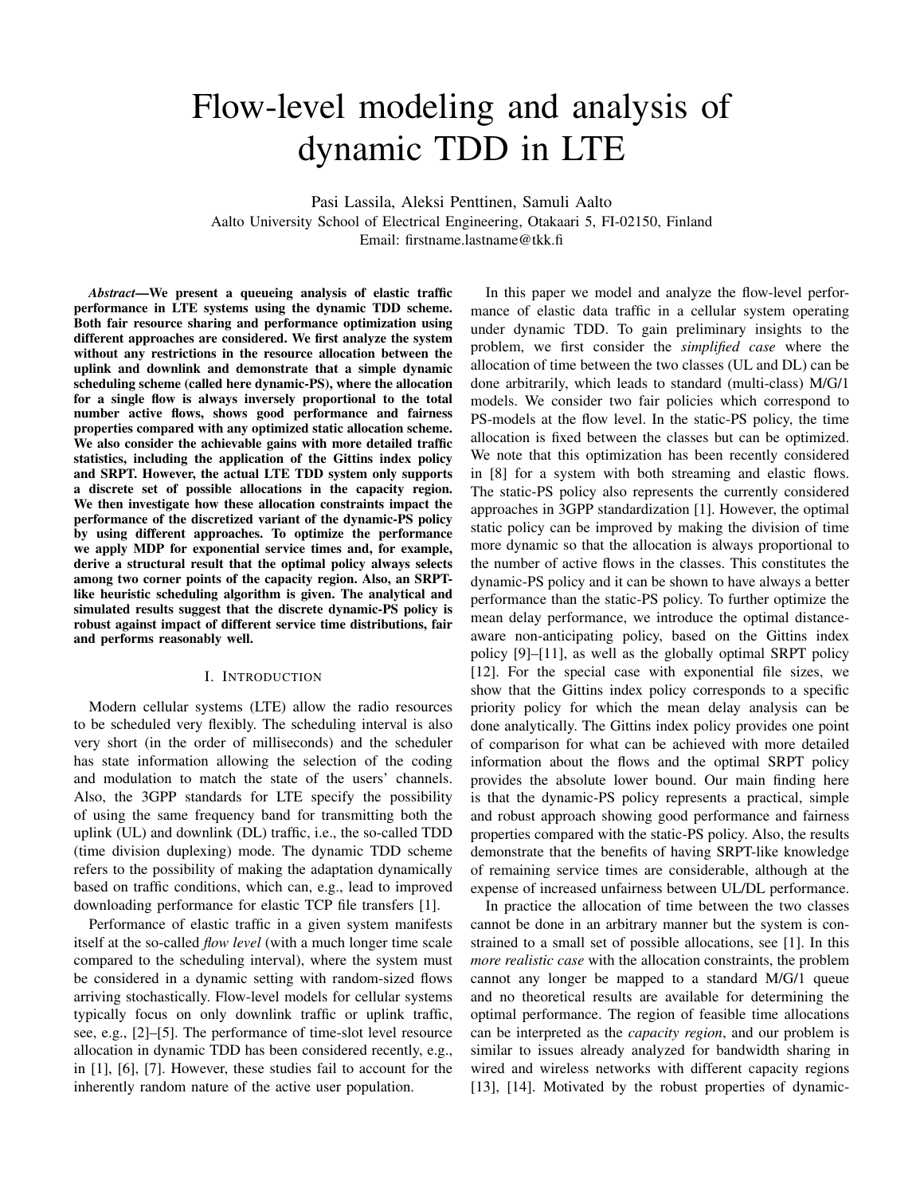# Flow-level modeling and analysis of dynamic TDD in LTE

Pasi Lassila, Aleksi Penttinen, Samuli Aalto
Aalto University School of Electrical Engineering, Otakaari 5, FI-02150, Finland
Email: firstname.lastname@tkk.fi

***Abstract*—We present a queueing analysis of elastic traffic performance in LTE systems using the dynamic TDD scheme. Both fair resource sharing and performance optimization using different approaches are considered. We first analyze the system without any restrictions in the resource allocation between the uplink and downlink and demonstrate that a simple dynamic scheduling scheme (called here dynamic-PS), where the allocation for a single flow is always inversely proportional to the total number active flows, shows good performance and fairness properties compared with any optimized static allocation scheme. We also consider the achievable gains with more detailed traffic statistics, including the application of the Gittins index policy and SRPT. However, the actual LTE TDD system only supports a discrete set of possible allocations in the capacity region. We then investigate how these allocation constraints impact the performance of the discretized variant of the dynamic-PS policy by using different approaches. To optimize the performance we apply MDP for exponential service times and, for example, derive a structural result that the optimal policy always selects among two corner points of the capacity region. Also, an SRPT-like heuristic scheduling algorithm is given. The analytical and simulated results suggest that the discrete dynamic-PS policy is robust against impact of different service time distributions, fair and performs reasonably well.**

## I. Introduction

Modern cellular systems (LTE) allow the radio resources to be scheduled very flexibly. The scheduling interval is also very short (in the order of milliseconds) and the scheduler has state information allowing the selection of the coding and modulation to match the state of the users' channels. Also, the 3GPP standards for LTE specify the possibility of using the same frequency band for transmitting both the uplink (UL) and downlink (DL) traffic, i.e., the so-called TDD (time division duplexing) mode. The dynamic TDD scheme refers to the possibility of making the adaptation dynamically based on traffic conditions, which can, e.g., lead to improved downloading performance for elastic TCP file transfers [1].

Performance of elastic traffic in a given system manifests itself at the so-called *flow level* (with a much longer time scale compared to the scheduling interval), where the system must be considered in a dynamic setting with random-sized flows arriving stochastically. Flow-level models for cellular systems typically focus on only downlink traffic or uplink traffic, see, e.g., [2]–[5]. The performance of time-slot level resource allocation in dynamic TDD has been considered recently, e.g., in [1], [6], [7]. However, these studies fail to account for the inherently random nature of the active user population.

In this paper we model and analyze the flow-level performance of elastic data traffic in a cellular system operating under dynamic TDD. To gain preliminary insights to the problem, we first consider the *simplified case* where the allocation of time between the two classes (UL and DL) can be done arbitrarily, which leads to standard (multi-class) M/G/1 models. We consider two fair policies which correspond to PS-models at the flow level. In the static-PS policy, the time allocation is fixed between the classes but can be optimized. We note that this optimization has been recently considered in [8] for a system with both streaming and elastic flows. The static-PS policy also represents the currently considered approaches in 3GPP standardization [1]. However, the optimal static policy can be improved by making the division of time more dynamic so that the allocation is always proportional to the number of active flows in the classes. This constitutes the dynamic-PS policy and it can be shown to have always a better performance than the static-PS policy. To further optimize the mean delay performance, we introduce the optimal distance-aware non-anticipating policy, based on the Gittins index policy [9]–[11], as well as the globally optimal SRPT policy [12]. For the special case with exponential file sizes, we show that the Gittins index policy corresponds to a specific priority policy for which the mean delay analysis can be done analytically. The Gittins index policy provides one point of comparison for what can be achieved with more detailed information about the flows and the optimal SRPT policy provides the absolute lower bound. Our main finding here is that the dynamic-PS policy represents a practical, simple and robust approach showing good performance and fairness properties compared with the static-PS policy. Also, the results demonstrate that the benefits of having SRPT-like knowledge of remaining service times are considerable, although at the expense of increased unfairness between UL/DL performance.

In practice the allocation of time between the two classes cannot be done in an arbitrary manner but the system is constrained to a small set of possible allocations, see [1]. In this *more realistic case* with the allocation constraints, the problem cannot any longer be mapped to a standard M/G/1 queue and no theoretical results are available for determining the optimal performance. The region of feasible time allocations can be interpreted as the *capacity region*, and our problem is similar to issues already analyzed for bandwidth sharing in wired and wireless networks with different capacity regions [13], [14]. Motivated by the robust properties of dynamic-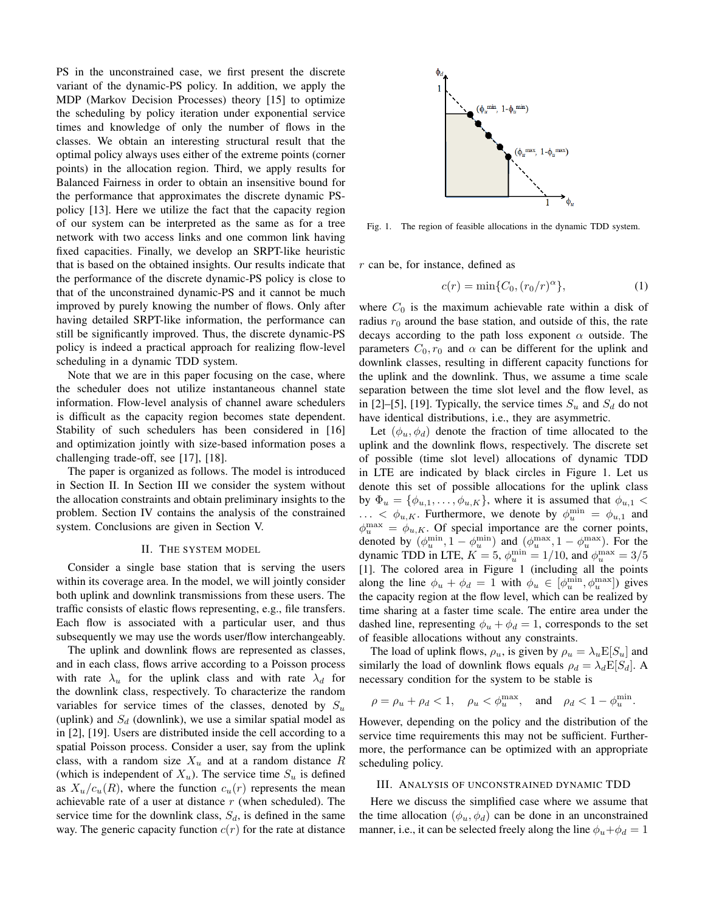PS in the unconstrained case, we first present the discrete variant of the dynamic-PS policy. In addition, we apply the MDP (Markov Decision Processes) theory [15] to optimize the scheduling by policy iteration under exponential service times and knowledge of only the number of flows in the classes. We obtain an interesting structural result that the optimal policy always uses either of the extreme points (corner points) in the allocation region. Third, we apply results for Balanced Fairness in order to obtain an insensitive bound for the performance that approximates the discrete dynamic PS-policy [13]. Here we utilize the fact that the capacity region of our system can be interpreted as the same as for a tree network with two access links and one common link having fixed capacities. Finally, we develop an SRPT-like heuristic that is based on the obtained insights. Our results indicate that the performance of the discrete dynamic-PS policy is close to that of the unconstrained dynamic-PS and it cannot be much improved by purely knowing the number of flows. Only after having detailed SRPT-like information, the performance can still be significantly improved. Thus, the discrete dynamic-PS policy is indeed a practical approach for realizing flow-level scheduling in a dynamic TDD system.

Note that we are in this paper focusing on the case, where the scheduler does not utilize instantaneous channel state information. Flow-level analysis of channel aware schedulers is difficult as the capacity region becomes state dependent. Stability of such schedulers has been considered in [16] and optimization jointly with size-based information poses a challenging trade-off, see [17], [18].

The paper is organized as follows. The model is introduced in Section II. In Section III we consider the system without the allocation constraints and obtain preliminary insights to the problem. Section IV contains the analysis of the constrained system. Conclusions are given in Section V.

## II. The system model

Consider a single base station that is serving the users within its coverage area. In the model, we will jointly consider both uplink and downlink transmissions from these users. The traffic consists of elastic flows representing, e.g., file transfers. Each flow is associated with a particular user, and thus subsequently we may use the words user/flow interchangeably.

The uplink and downlink flows are represented as classes, and in each class, flows arrive according to a Poisson process with rate $\lambda_u$ for the uplink class and with rate $\lambda_d$ for the downlink class, respectively. To characterize the random variables for service times of the classes, denoted by $S_u$ (uplink) and $S_d$ (downlink), we use a similar spatial model as in [2], [19]. Users are distributed inside the cell according to a spatial Poisson process. Consider a user, say from the uplink class, with a random size $X_u$ and at a random distance $R$ (which is independent of $X_u$). The service time $S_u$ is defined as $X_u/c_u(R)$, where the function $c_u(r)$ represents the mean achievable rate of a user at distance $r$ (when scheduled). The service time for the downlink class, $S_d$, is defined in the same way. The generic capacity function $c(r)$ for the rate at distance $r$ can be, for instance, defined as

$$c(r) = \min\{C_0, (r_0/r)^\alpha\}, \tag{1}$$

where $C_0$ is the maximum achievable rate within a disk of radius $r_0$ around the base station, and outside of this, the rate decays according to the path loss exponent $\alpha$ outside. The parameters $C_0, r_0$ and $\alpha$ can be different for the uplink and downlink classes, resulting in different capacity functions for the uplink and the downlink. Thus, we assume a time scale separation between the time slot level and the flow level, as in [2]–[5], [19]. Typically, the service times $S_u$ and $S_d$ do not have identical distributions, i.e., they are asymmetric.

Fig. 1. The region of feasible allocations in the dynamic TDD system.

Let $(\phi_u, \phi_d)$ denote the fraction of time allocated to the uplink and the downlink flows, respectively. The discrete set of possible (time slot level) allocations of dynamic TDD in LTE are indicated by black circles in Figure 1. Let us denote this set of possible allocations for the uplink class by $\Phi_u = \{\phi_{u,1}, \ldots, \phi_{u,K}\}$, where it is assumed that $\phi_{u,1} < \ldots < \phi_{u,K}$. Furthermore, we denote by $\phi_u^{\min} = \phi_{u,1}$ and $\phi_u^{\max} = \phi_{u,K}$. Of special importance are the corner points, denoted by $(\phi_u^{\min}, 1-\phi_u^{\min})$ and $(\phi_u^{\max}, 1-\phi_u^{\max})$. For the dynamic TDD in LTE, $K = 5$, $\phi_u^{\min} = 1/10$, and $\phi_u^{\max} = 3/5$ [1]. The colored area in Figure 1 (including all the points along the line $\phi_u + \phi_d = 1$ with $\phi_u \in [\phi_u^{\min}, \phi_u^{\max}]$) gives the capacity region at the flow level, which can be realized by time sharing at a faster time scale. The entire area under the dashed line, representing $\phi_u + \phi_d = 1$, corresponds to the set of feasible allocations without any constraints.

The load of uplink flows, $\rho_u$, is given by $\rho_u = \lambda_u \mathrm{E}[S_u]$ and similarly the load of downlink flows equals $\rho_d = \lambda_d \mathrm{E}[S_d]$. A necessary condition for the system to be stable is

$$\rho = \rho_u + \rho_d < 1, \quad \rho_u < \phi_u^{\max}, \quad \text{and} \quad \rho_d < 1 - \phi_u^{\min}.$$

However, depending on the policy and the distribution of the service time requirements this may not be sufficient. Furthermore, the performance can be optimized with an appropriate scheduling policy.

## III. Analysis of unconstrained dynamic TDD

Here we discuss the simplified case where we assume that the time allocation $(\phi_u, \phi_d)$ can be done in an unconstrained manner, i.e., it can be selected freely along the line $\phi_u + \phi_d = 1$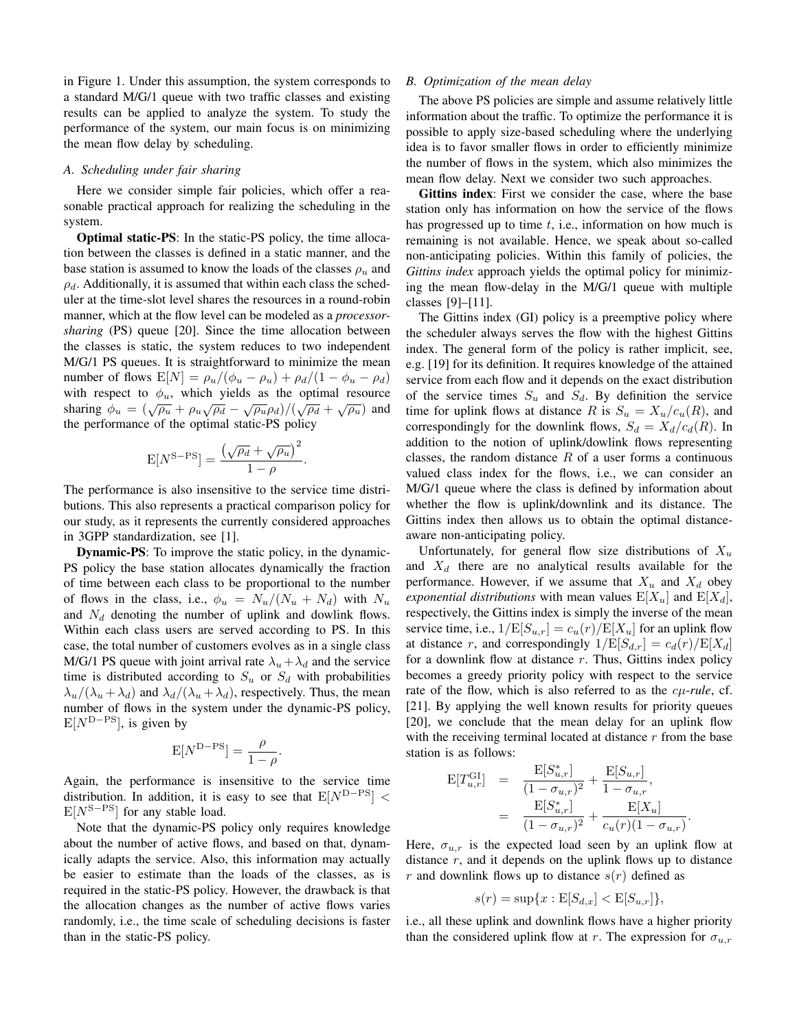in Figure 1. Under this assumption, the system corresponds to a standard M/G/1 queue with two traffic classes and existing results can be applied to analyze the system. To study the performance of the system, our main focus is on minimizing the mean flow delay by scheduling.

### A. Scheduling under fair sharing

Here we consider simple fair policies, which offer a reasonable practical approach for realizing the scheduling in the system.

**Optimal static-PS**: In the static-PS policy, the time allocation between the classes is defined in a static manner, and the base station is assumed to know the loads of the classes $\rho_u$ and $\rho_d$. Additionally, it is assumed that within each class the scheduler at the time-slot level shares the resources in a round-robin manner, which at the flow level can be modeled as a *processor-sharing* (PS) queue [20]. Since the time allocation between the classes is static, the system reduces to two independent M/G/1 PS queues. It is straightforward to minimize the mean number of flows $\mathrm{E}[N] = \rho_u/(\phi_u - \rho_u) + \rho_d/(1 - \phi_u - \rho_d)$ with respect to $\phi_u$, which yields as the optimal resource sharing $\phi_u = (\sqrt{\rho_u} + \rho_u\sqrt{\rho_d} - \sqrt{\rho_u}\rho_d)/(\sqrt{\rho_d} + \sqrt{\rho_u})$ and the performance of the optimal static-PS policy

$$\mathrm{E}[N^{\mathrm{S-PS}}] = \frac{\left(\sqrt{\rho_d} + \sqrt{\rho_u}\right)^2}{1 - \rho}.$$

The performance is also insensitive to the service time distributions. This also represents a practical comparison policy for our study, as it represents the currently considered approaches in 3GPP standardization, see [1].

**Dynamic-PS**: To improve the static policy, in the dynamic-PS policy the base station allocates dynamically the fraction of time between each class to be proportional to the number of flows in the class, i.e., $\phi_u = N_u/(N_u + N_d)$ with $N_u$ and $N_d$ denoting the number of uplink and dowlink flows. Within each class users are served according to PS. In this case, the total number of customers evolves as in a single class M/G/1 PS queue with joint arrival rate $\lambda_u + \lambda_d$ and the service time is distributed according to $S_u$ or $S_d$ with probabilities $\lambda_u/(\lambda_u + \lambda_d)$ and $\lambda_d/(\lambda_u + \lambda_d)$, respectively. Thus, the mean number of flows in the system under the dynamic-PS policy, $\mathrm{E}[N^{\mathrm{D-PS}}]$, is given by

$$\mathrm{E}[N^{\mathrm{D-PS}}] = \frac{\rho}{1 - \rho}.$$

Again, the performance is insensitive to the service time distribution. In addition, it is easy to see that $\mathrm{E}[N^{\mathrm{D-PS}}] < \mathrm{E}[N^{\mathrm{S-PS}}]$ for any stable load.

Note that the dynamic-PS policy only requires knowledge about the number of active flows, and based on that, dynamically adapts the service. Also, this information may actually be easier to estimate than the loads of the classes, as is required in the static-PS policy. However, the drawback is that the allocation changes as the number of active flows varies randomly, i.e., the time scale of scheduling decisions is faster than in the static-PS policy.

### B. Optimization of the mean delay

The above PS policies are simple and assume relatively little information about the traffic. To optimize the performance it is possible to apply size-based scheduling where the underlying idea is to favor smaller flows in order to efficiently minimize the number of flows in the system, which also minimizes the mean flow delay. Next we consider two such approaches.

**Gittins index**: First we consider the case, where the base station only has information on how the service of the flows has progressed up to time $t$, i.e., information on how much is remaining is not available. Hence, we speak about so-called non-anticipating policies. Within this family of policies, the *Gittins index* approach yields the optimal policy for minimizing the mean flow-delay in the M/G/1 queue with multiple classes [9]–[11].

The Gittins index (GI) policy is a preemptive policy where the scheduler always serves the flow with the highest Gittins index. The general form of the policy is rather implicit, see, e.g. [19] for its definition. It requires knowledge of the attained service from each flow and it depends on the exact distribution of the service times $S_u$ and $S_d$. By definition the service time for uplink flows at distance $R$ is $S_u = X_u/c_u(R)$, and correspondingly for the downlink flows, $S_d = X_d/c_d(R)$. In addition to the notion of uplink/dowlink flows representing classes, the random distance $R$ of a user forms a continuous valued class index for the flows, i.e., we can consider an M/G/1 queue where the class is defined by information about whether the flow is uplink/downlink and its distance. The Gittins index then allows us to obtain the optimal distance-aware non-anticipating policy.

Unfortunately, for general flow size distributions of $X_u$ and $X_d$ there are no analytical results available for the performance. However, if we assume that $X_u$ and $X_d$ obey *exponential distributions* with mean values $\mathrm{E}[X_u]$ and $\mathrm{E}[X_d]$, respectively, the Gittins index is simply the inverse of the mean service time, i.e., $1/\mathrm{E}[S_{u,r}] = c_u(r)/\mathrm{E}[X_u]$ for an uplink flow at distance $r$, and correspondingly $1/\mathrm{E}[S_{d,r}] = c_d(r)/\mathrm{E}[X_d]$ for a downlink flow at distance $r$. Thus, Gittins index policy becomes a greedy priority policy with respect to the service rate of the flow, which is also referred to as the *cμ-rule*, cf. [21]. By applying the well known results for priority queues [20], we conclude that the mean delay for an uplink flow with the receiving terminal located at distance $r$ from the base station is as follows:

$$\begin{aligned}
\mathrm{E}[T_{u,r}^{\mathrm{GI}}] &= \frac{\mathrm{E}[S_{u,r}^*]}{(1 - \sigma_{u,r})^2} + \frac{\mathrm{E}[S_{u,r}]}{1 - \sigma_{u,r}}, \\
&= \frac{\mathrm{E}[S_{u,r}^*]}{(1 - \sigma_{u,r})^2} + \frac{\mathrm{E}[X_u]}{c_u(r)(1 - \sigma_{u,r})}.
\end{aligned}$$

Here, $\sigma_{u,r}$ is the expected load seen by an uplink flow at distance $r$, and it depends on the uplink flows up to distance $r$ and downlink flows up to distance $s(r)$ defined as

$$s(r) = \sup\{x : \mathrm{E}[S_{d,x}] < \mathrm{E}[S_{u,r}]\},$$

i.e., all these uplink and downlink flows have a higher priority than the considered uplink flow at $r$. The expression for $\sigma_{u,r}$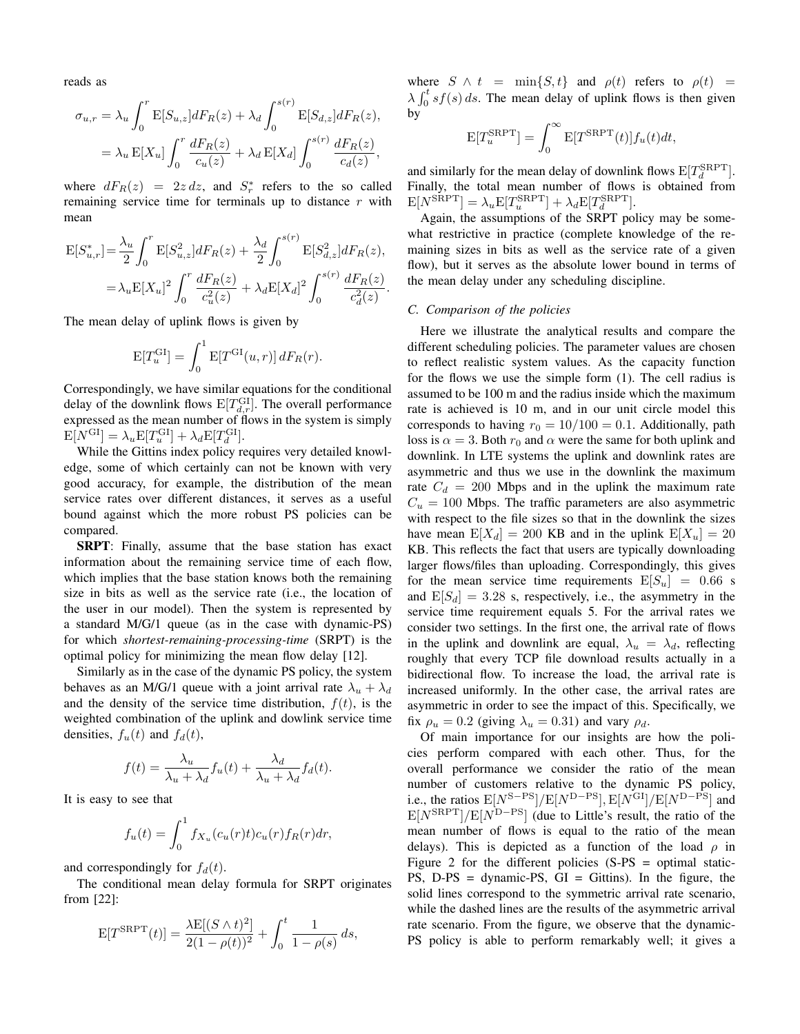reads as

$$
\begin{aligned}
\sigma_{u,r} &= \lambda_u \int_0^r \mathrm{E}[S_{u,z}] dF_R(z) + \lambda_d \int_0^{s(r)} \mathrm{E}[S_{d,z}] dF_R(z), \\
&= \lambda_u \, \mathrm{E}[X_u] \int_0^r \frac{dF_R(z)}{c_u(z)} + \lambda_d \, \mathrm{E}[X_d] \int_0^{s(r)} \frac{dF_R(z)}{c_d(z)},
\end{aligned}
$$

where $dF_R(z) = 2z\,dz$, and $S_r^*$ refers to the so called remaining service time for terminals up to distance $r$ with mean

$$
\begin{aligned}
\mathrm{E}[S_{u,r}^*] &= \frac{\lambda_u}{2} \int_0^r \mathrm{E}[S_{u,z}^2] dF_R(z) + \frac{\lambda_d}{2} \int_0^{s(r)} \mathrm{E}[S_{d,z}^2] dF_R(z), \\
&= \lambda_u \mathrm{E}[X_u]^2 \int_0^r \frac{dF_R(z)}{c_u^2(z)} + \lambda_d \mathrm{E}[X_d]^2 \int_0^{s(r)} \frac{dF_R(z)}{c_d^2(z)}.
\end{aligned}
$$

The mean delay of uplink flows is given by

$$
\mathrm{E}[T_u^{\mathrm{GI}}] = \int_0^1 \mathrm{E}[T^{\mathrm{GI}}(u,r)] \, dF_R(r).
$$

Correspondingly, we have similar equations for the conditional delay of the downlink flows $\mathrm{E}[T_{d,r}^{\mathrm{GI}}]$. The overall performance expressed as the mean number of flows in the system is simply $\mathrm{E}[N^{\mathrm{GI}}] = \lambda_u \mathrm{E}[T_u^{\mathrm{GI}}] + \lambda_d \mathrm{E}[T_d^{\mathrm{GI}}]$.

While the Gittins index policy requires very detailed knowledge, some of which certainly can not be known with very good accuracy, for example, the distribution of the mean service rates over different distances, it serves as a useful bound against which the more robust PS policies can be compared.

**SRPT**: Finally, assume that the base station has exact information about the remaining service time of each flow, which implies that the base station knows both the remaining size in bits as well as the service rate (i.e., the location of the user in our model). Then the system is represented by a standard M/G/1 queue (as in the case with dynamic-PS) for which *shortest-remaining-processing-time* (SRPT) is the optimal policy for minimizing the mean flow delay [12].

Similarly as in the case of the dynamic PS policy, the system behaves as an M/G/1 queue with a joint arrival rate $\lambda_u + \lambda_d$ and the density of the service time distribution, $f(t)$, is the weighted combination of the uplink and dowlink service time densities, $f_u(t)$ and $f_d(t)$,

$$
f(t) = \frac{\lambda_u}{\lambda_u + \lambda_d} f_u(t) + \frac{\lambda_d}{\lambda_u + \lambda_d} f_d(t).
$$

It is easy to see that

$$
f_u(t) = \int_0^1 f_{X_u}(c_u(r)t) c_u(r) f_R(r) dr,
$$

and correspondingly for $f_d(t)$.

The conditional mean delay formula for SRPT originates from [22]:

$$
\mathrm{E}[T^{\mathrm{SRPT}}(t)] = \frac{\lambda \mathrm{E}[(S \wedge t)^2]}{2(1-\rho(t))^2} + \int_0^t \frac{1}{1-\rho(s)} \, ds,
$$

where $S \wedge t = \min\{S, t\}$ and $\rho(t)$ refers to $\rho(t) = \lambda \int_0^t s f(s)\, ds$. The mean delay of uplink flows is then given by

$$
\mathrm{E}[T_u^{\mathrm{SRPT}}] = \int_0^\infty \mathrm{E}[T^{\mathrm{SRPT}}(t)] f_u(t) dt,
$$

and similarly for the mean delay of downlink flows $\mathrm{E}[T_d^{\mathrm{SRPT}}]$. Finally, the total mean number of flows is obtained from $\mathrm{E}[N^{\mathrm{SRPT}}] = \lambda_u \mathrm{E}[T_u^{\mathrm{SRPT}}] + \lambda_d \mathrm{E}[T_d^{\mathrm{SRPT}}]$.

Again, the assumptions of the SRPT policy may be somewhat restrictive in practice (complete knowledge of the remaining sizes in bits as well as the service rate of a given flow), but it serves as the absolute lower bound in terms of the mean delay under any scheduling discipline.

### C. Comparison of the policies

Here we illustrate the analytical results and compare the different scheduling policies. The parameter values are chosen to reflect realistic system values. As the capacity function for the flows we use the simple form (1). The cell radius is assumed to be 100 m and the radius inside which the maximum rate is achieved is 10 m, and in our unit circle model this corresponds to having $r_0 = 10/100 = 0.1$. Additionally, path loss is $\alpha = 3$. Both $r_0$ and $\alpha$ were the same for both uplink and downlink. In LTE systems the uplink and downlink rates are asymmetric and thus we use in the downlink the maximum rate $C_d = 200$ Mbps and in the uplink the maximum rate $C_u = 100$ Mbps. The traffic parameters are also asymmetric with respect to the file sizes so that in the downlink the sizes have mean $\mathrm{E}[X_d] = 200$ KB and in the uplink $\mathrm{E}[X_u] = 20$ KB. This reflects the fact that users are typically downloading larger flows/files than uploading. Correspondingly, this gives for the mean service time requirements $\mathrm{E}[S_u] = 0.66$ s and $\mathrm{E}[S_d] = 3.28$ s, respectively, i.e., the asymmetry in the service time requirement equals 5. For the arrival rates we consider two settings. In the first one, the arrival rate of flows in the uplink and downlink are equal, $\lambda_u = \lambda_d$, reflecting roughly that every TCP file download results actually in a bidirectional flow. To increase the load, the arrival rate is increased uniformly. In the other case, the arrival rates are asymmetric in order to see the impact of this. Specifically, we fix $\rho_u = 0.2$ (giving $\lambda_u = 0.31$) and vary $\rho_d$.

Of main importance for our insights are how the policies perform compared with each other. Thus, for the overall performance we consider the ratio of the mean number of customers relative to the dynamic PS policy, i.e., the ratios $\mathrm{E}[N^{\mathrm{S-PS}}]/\mathrm{E}[N^{\mathrm{D-PS}}], \mathrm{E}[N^{\mathrm{GI}}]/\mathrm{E}[N^{\mathrm{D-PS}}]$ and $\mathrm{E}[N^{\mathrm{SRPT}}]/\mathrm{E}[N^{\mathrm{D-PS}}]$ (due to Little's result, the ratio of the mean number of flows is equal to the ratio of the mean delays). This is depicted as a function of the load $\rho$ in Figure 2 for the different policies (S-PS = optimal static-PS, D-PS = dynamic-PS, GI = Gittins). In the figure, the solid lines correspond to the symmetric arrival rate scenario, while the dashed lines are the results of the asymmetric arrival rate scenario. From the figure, we observe that the dynamic-PS policy is able to perform remarkably well; it gives a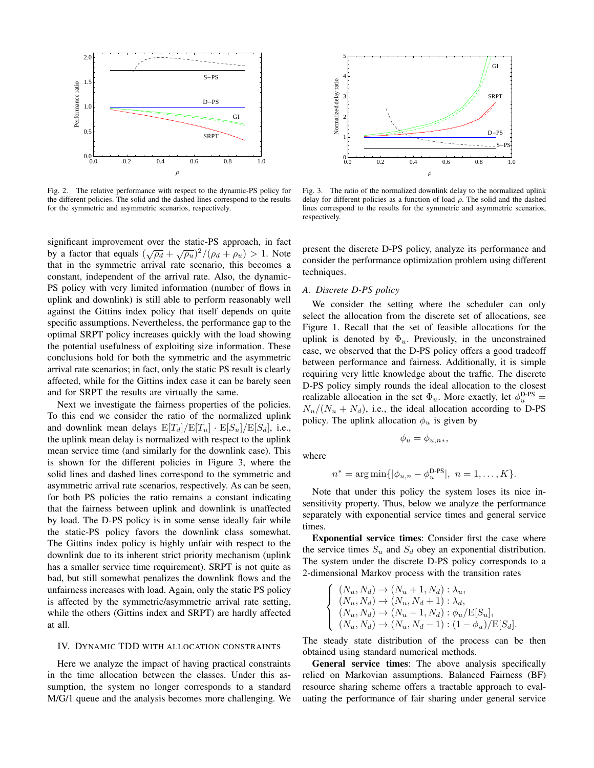Fig. 2. The relative performance with respect to the dynamic-PS policy for the different policies. The solid and the dashed lines correspond to the results for the symmetric and asymmetric scenarios, respectively.

Fig. 3. The ratio of the normalized downlink delay to the normalized uplink delay for different policies as a function of load $\rho$. The solid and the dashed lines correspond to the results for the symmetric and asymmetric scenarios, respectively.

significant improvement over the static-PS approach, in fact by a factor that equals $(\sqrt{\rho_d}+\sqrt{\rho_u})^2/(\rho_d+\rho_u) > 1$. Note that in the symmetric arrival rate scenario, this becomes a constant, independent of the arrival rate. Also, the dynamic-PS policy with very limited information (number of flows in uplink and downlink) is still able to perform reasonably well against the Gittins index policy that itself depends on quite specific assumptions. Nevertheless, the performance gap to the optimal SRPT policy increases quickly with the load showing the potential usefulness of exploiting size information. These conclusions hold for both the symmetric and the asymmetric arrival rate scenarios; in fact, only the static PS result is clearly affected, while for the Gittins index case it can be barely seen and for SRPT the results are virtually the same.

Next we investigate the fairness properties of the policies. To this end we consider the ratio of the normalized uplink and downlink mean delays $\mathrm{E}[T_d]/\mathrm{E}[T_u] \cdot \mathrm{E}[S_u]/\mathrm{E}[S_d]$, i.e., the uplink mean delay is normalized with respect to the uplink mean service time (and similarly for the downlink case). This is shown for the different policies in Figure 3, where the solid lines and dashed lines correspond to the symmetric and asymmetric arrival rate scenarios, respectively. As can be seen, for both PS policies the ratio remains a constant indicating that the fairness between uplink and downlink is unaffected by load. The D-PS policy is in some sense ideally fair while the static-PS policy favors the downlink class somewhat. The Gittins index policy is highly unfair with respect to the downlink due to its inherent strict priority mechanism (uplink has a smaller service time requirement). SRPT is not quite as bad, but still somewhat penalizes the downlink flows and the unfairness increases with load. Again, only the static PS policy is affected by the symmetric/asymmetric arrival rate setting, while the others (Gittins index and SRPT) are hardly affected at all.

## IV. Dynamic TDD with allocation constraints

Here we analyze the impact of having practical constraints in the time allocation between the classes. Under this assumption, the system no longer corresponds to a standard M/G/1 queue and the analysis becomes more challenging. We present the discrete D-PS policy, analyze its performance and consider the performance optimization problem using different techniques.

### A. Discrete D-PS policy

We consider the setting where the scheduler can only select the allocation from the discrete set of allocations, see Figure 1. Recall that the set of feasible allocations for the uplink is denoted by $\Phi_u$. Previously, in the unconstrained case, we observed that the D-PS policy offers a good tradeoff between performance and fairness. Additionally, it is simple requiring very little knowledge about the traffic. The discrete D-PS policy simply rounds the ideal allocation to the closest realizable allocation in the set $\Phi_u$. More exactly, let $\phi_u^{\text{D-PS}} = N_u/(N_u+N_d)$, i.e., the ideal allocation according to D-PS policy. The uplink allocation $\phi_u$ is given by

$$\phi_u = \phi_{u,n*},$$

where

$$n^* = \arg\min\{|\phi_{u,n} - \phi_u^{\text{D-PS}}|,\ n = 1,\ldots,K\}.$$

Note that under this policy the system loses its nice insensitivity property. Thus, below we analyze the performance separately with exponential service times and general service times.

**Exponential service times**: Consider first the case where the service times $S_u$ and $S_d$ obey an exponential distribution. The system under the discrete D-PS policy corresponds to a 2-dimensional Markov process with the transition rates

$$\begin{cases} (N_u,N_d) \to (N_u+1,N_d) : \lambda_u, \\ (N_u,N_d) \to (N_u,N_d+1) : \lambda_d, \\ (N_u,N_d) \to (N_u-1,N_d) : \phi_u/\mathrm{E}[S_u], \\ (N_u,N_d) \to (N_u,N_d-1) : (1-\phi_u)/\mathrm{E}[S_d]. \end{cases}$$

The steady state distribution of the process can be then obtained using standard numerical methods.

**General service times**: The above analysis specifically relied on Markovian assumptions. Balanced Fairness (BF) resource sharing scheme offers a tractable approach to evaluating the performance of fair sharing under general service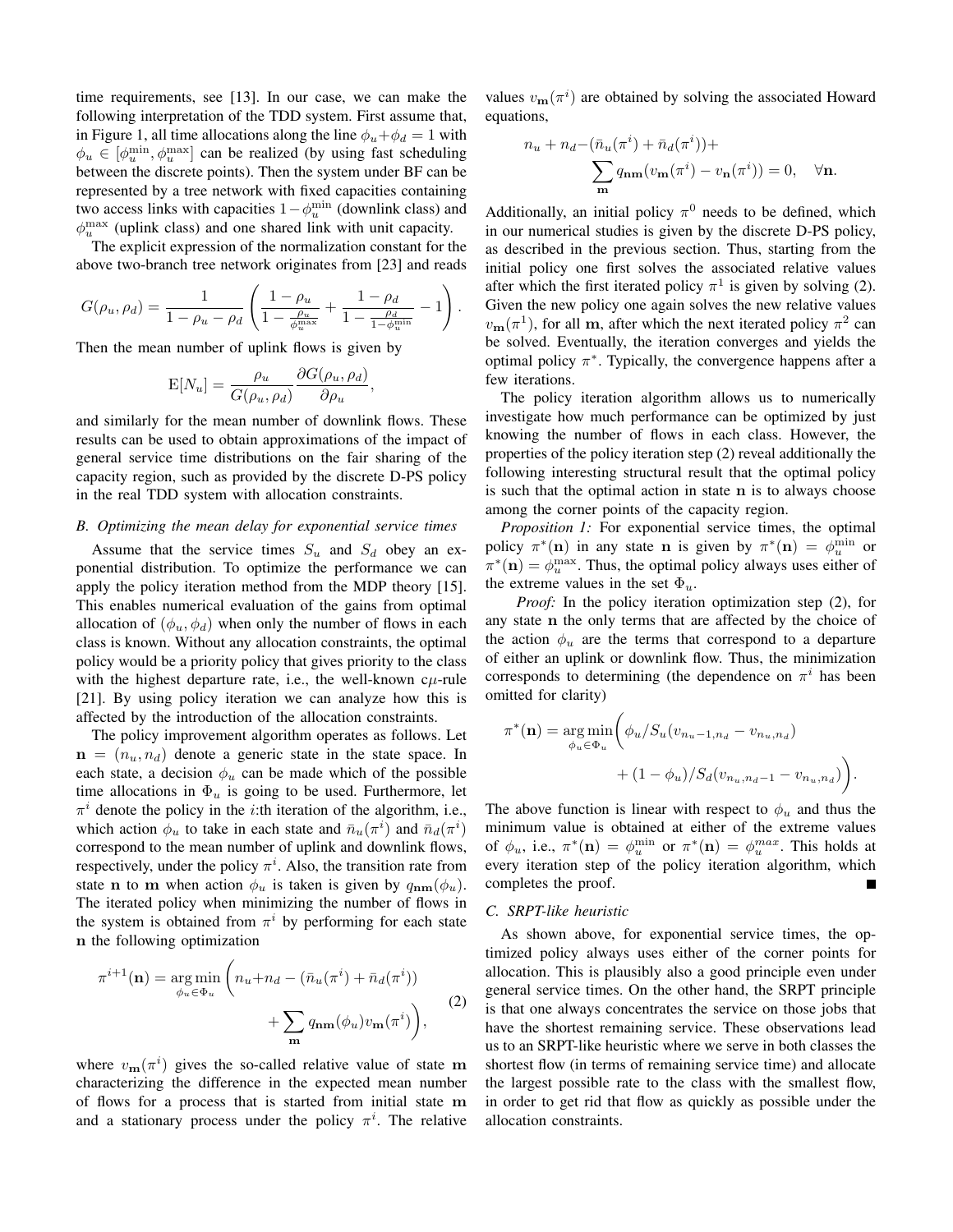time requirements, see [13]. In our case, we can make the following interpretation of the TDD system. First assume that, in Figure 1, all time allocations along the line $\phi_u+\phi_d=1$ with $\phi_u \in [\phi_u^{\min}, \phi_u^{\max}]$ can be realized (by using fast scheduling between the discrete points). Then the system under BF can be represented by a tree network with fixed capacities containing two access links with capacities $1-\phi_u^{\min}$ (downlink class) and $\phi_u^{\max}$ (uplink class) and one shared link with unit capacity.

The explicit expression of the normalization constant for the above two-branch tree network originates from [23] and reads

$$G(\rho_u, \rho_d) = \frac{1}{1-\rho_u-\rho_d}\left(\frac{1-\rho_u}{1-\frac{\rho_u}{\phi_u^{\max}}} + \frac{1-\rho_d}{1-\frac{\rho_d}{1-\phi_u^{\min}}} - 1\right).$$

Then the mean number of uplink flows is given by

$$\mathrm{E}[N_u] = \frac{\rho_u}{G(\rho_u,\rho_d)}\frac{\partial G(\rho_u,\rho_d)}{\partial \rho_u},$$

and similarly for the mean number of downlink flows. These results can be used to obtain approximations of the impact of general service time distributions on the fair sharing of the capacity region, such as provided by the discrete D-PS policy in the real TDD system with allocation constraints.

### B. Optimizing the mean delay for exponential service times

Assume that the service times $S_u$ and $S_d$ obey an exponential distribution. To optimize the performance we can apply the policy iteration method from the MDP theory [15]. This enables numerical evaluation of the gains from optimal allocation of $(\phi_u, \phi_d)$ when only the number of flows in each class is known. Without any allocation constraints, the optimal policy would be a priority policy that gives priority to the class with the highest departure rate, i.e., the well-known c$\mu$-rule [21]. By using policy iteration we can analyze how this is affected by the introduction of the allocation constraints.

The policy improvement algorithm operates as follows. Let $\mathbf{n} = (n_u, n_d)$ denote a generic state in the state space. In each state, a decision $\phi_u$ can be made which of the possible time allocations in $\Phi_u$ is going to be used. Furthermore, let $\pi^i$ denote the policy in the $i$:th iteration of the algorithm, i.e., which action $\phi_u$ to take in each state and $\bar{n}_u(\pi^i)$ and $\bar{n}_d(\pi^i)$ correspond to the mean number of uplink and downlink flows, respectively, under the policy $\pi^i$. Also, the transition rate from state $\mathbf{n}$ to $\mathbf{m}$ when action $\phi_u$ is taken is given by $q_{\mathbf{nm}}(\phi_u)$. The iterated policy when minimizing the number of flows in the system is obtained from $\pi^i$ by performing for each state $\mathbf{n}$ the following optimization

$$\pi^{i+1}(\mathbf{n}) = \underset{\phi_u\in\Phi_u}{\arg\min}\Bigg(n_u+n_d-(\bar{n}_u(\pi^i)+\bar{n}_d(\pi^i)) + \sum_{\mathbf{m}} q_{\mathbf{nm}}(\phi_u)v_{\mathbf{m}}(\pi^i)\Bigg), \tag{2}$$

where $v_{\mathbf{m}}(\pi^i)$ gives the so-called relative value of state $\mathbf{m}$ characterizing the difference in the expected mean number of flows for a process that is started from initial state $\mathbf{m}$ and a stationary process under the policy $\pi^i$. The relative values $v_{\mathbf{m}}(\pi^i)$ are obtained by solving the associated Howard equations,

$$n_u+n_d-(\bar{n}_u(\pi^i)+\bar{n}_d(\pi^i)) + \sum_{\mathbf{m}} q_{\mathbf{nm}}(v_{\mathbf{m}}(\pi^i)-v_{\mathbf{n}}(\pi^i)) = 0, \quad \forall \mathbf{n}.$$

Additionally, an initial policy $\pi^0$ needs to be defined, which in our numerical studies is given by the discrete D-PS policy, as described in the previous section. Thus, starting from the initial policy one first solves the associated relative values after which the first iterated policy $\pi^1$ is given by solving (2). Given the new policy one again solves the new relative values $v_{\mathbf{m}}(\pi^1)$, for all $\mathbf{m}$, after which the next iterated policy $\pi^2$ can be solved. Eventually, the iteration converges and yields the optimal policy $\pi^*$. Typically, the convergence happens after a few iterations.

The policy iteration algorithm allows us to numerically investigate how much performance can be optimized by just knowing the number of flows in each class. However, the properties of the policy iteration step (2) reveal additionally the following interesting structural result that the optimal policy is such that the optimal action in state $\mathbf{n}$ is to always choose among the corner points of the capacity region.

*Proposition 1:* For exponential service times, the optimal policy $\pi^*(\mathbf{n})$ in any state $\mathbf{n}$ is given by $\pi^*(\mathbf{n}) = \phi_u^{\min}$ or $\pi^*(\mathbf{n}) = \phi_u^{\max}$. Thus, the optimal policy always uses either of the extreme values in the set $\Phi_u$.

*Proof:* In the policy iteration optimization step (2), for any state $\mathbf{n}$ the only terms that are affected by the choice of the action $\phi_u$ are the terms that correspond to a departure of either an uplink or downlink flow. Thus, the minimization corresponds to determining (the dependence on $\pi^i$ has been omitted for clarity)

$$\pi^*(\mathbf{n}) = \underset{\phi_u\in\Phi_u}{\arg\min}\Bigg(\phi_u/S_u(v_{n_u-1,n_d}-v_{n_u,n_d}) + (1-\phi_u)/S_d(v_{n_u,n_d-1}-v_{n_u,n_d})\Bigg).$$

The above function is linear with respect to $\phi_u$ and thus the minimum value is obtained at either of the extreme values of $\phi_u$, i.e., $\pi^*(\mathbf{n}) = \phi_u^{\min}$ or $\pi^*(\mathbf{n}) = \phi_u^{max}$. This holds at every iteration step of the policy iteration algorithm, which completes the proof. ∎

### C. SRPT-like heuristic

As shown above, for exponential service times, the optimized policy always uses either of the corner points for allocation. This is plausibly also a good principle even under general service times. On the other hand, the SRPT principle is that one always concentrates the service on those jobs that have the shortest remaining service. These observations lead us to an SRPT-like heuristic where we serve in both classes the shortest flow (in terms of remaining service time) and allocate the largest possible rate to the class with the smallest flow, in order to get rid that flow as quickly as possible under the allocation constraints.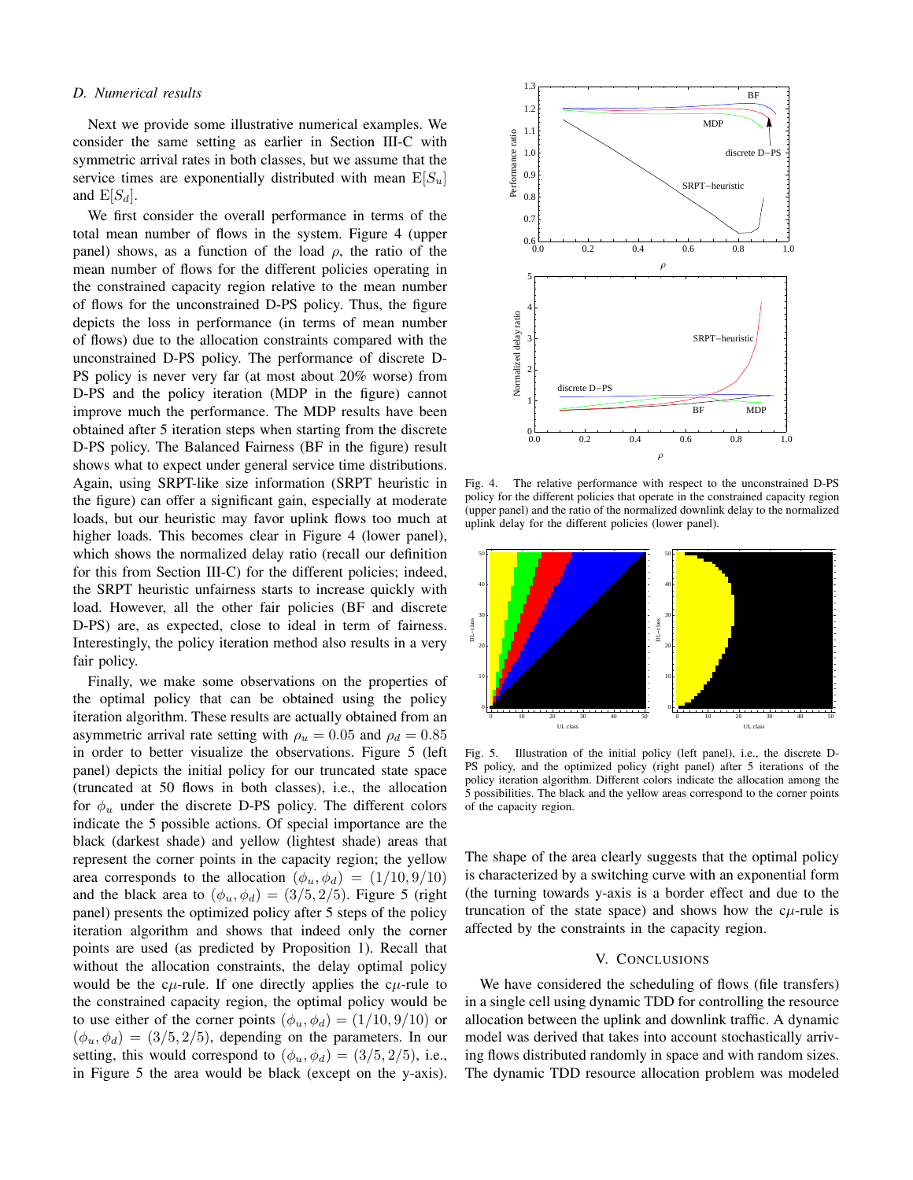### D. Numerical results

Next we provide some illustrative numerical examples. We consider the same setting as earlier in Section III-C with symmetric arrival rates in both classes, but we assume that the service times are exponentially distributed with mean $\mathrm{E}[S_u]$ and $\mathrm{E}[S_d]$.

We first consider the overall performance in terms of the total mean number of flows in the system. Figure 4 (upper panel) shows, as a function of the load $\rho$, the ratio of the mean number of flows for the different policies operating in the constrained capacity region relative to the mean number of flows for the unconstrained D-PS policy. Thus, the figure depicts the loss in performance (in terms of mean number of flows) due to the allocation constraints compared with the unconstrained D-PS policy. The performance of discrete D-PS policy is never very far (at most about 20% worse) from D-PS and the policy iteration (MDP in the figure) cannot improve much the performance. The MDP results have been obtained after 5 iteration steps when starting from the discrete D-PS policy. The Balanced Fairness (BF in the figure) result shows what to expect under general service time distributions. Again, using SRPT-like size information (SRPT heuristic in the figure) can offer a significant gain, especially at moderate loads, but our heuristic may favor uplink flows too much at higher loads. This becomes clear in Figure 4 (lower panel), which shows the normalized delay ratio (recall our definition for this from Section III-C) for the different policies; indeed, the SRPT heuristic unfairness starts to increase quickly with load. However, all the other fair policies (BF and discrete D-PS) are, as expected, close to ideal in term of fairness. Interestingly, the policy iteration method also results in a very fair policy.

Finally, we make some observations on the properties of the optimal policy that can be obtained using the policy iteration algorithm. These results are actually obtained from an asymmetric arrival rate setting with $\rho_u = 0.05$ and $\rho_d = 0.85$ in order to better visualize the observations. Figure 5 (left panel) depicts the initial policy for our truncated state space (truncated at 50 flows in both classes), i.e., the allocation for $\phi_u$ under the discrete D-PS policy. The different colors indicate the 5 possible actions. Of special importance are the black (darkest shade) and yellow (lightest shade) areas that represent the corner points in the capacity region; the yellow area corresponds to the allocation $(\phi_u, \phi_d) = (1/10, 9/10)$ and the black area to $(\phi_u, \phi_d) = (3/5, 2/5)$. Figure 5 (right panel) presents the optimized policy after 5 steps of the policy iteration algorithm and shows that indeed only the corner points are used (as predicted by Proposition 1). Recall that without the allocation constraints, the delay optimal policy would be the c$\mu$-rule. If one directly applies the c$\mu$-rule to the constrained capacity region, the optimal policy would be to use either of the corner points $(\phi_u, \phi_d) = (1/10, 9/10)$ or $(\phi_u, \phi_d) = (3/5, 2/5)$, depending on the parameters. In our setting, this would correspond to $(\phi_u, \phi_d) = (3/5, 2/5)$, i.e., in Figure 5 the area would be black (except on the y-axis).

Fig. 4. The relative performance with respect to the unconstrained D-PS policy for the different policies that operate in the constrained capacity region (upper panel) and the ratio of the normalized downlink delay to the normalized uplink delay for the different policies (lower panel).

Fig. 5. Illustration of the initial policy (left panel), i.e., the discrete D-PS policy, and the optimized policy (right panel) after 5 iterations of the policy iteration algorithm. Different colors indicate the allocation among the 5 possibilities. The black and the yellow areas correspond to the corner points of the capacity region.

The shape of the area clearly suggests that the optimal policy is characterized by a switching curve with an exponential form (the turning towards y-axis is a border effect and due to the truncation of the state space) and shows how the c$\mu$-rule is affected by the constraints in the capacity region.

## V. Conclusions

We have considered the scheduling of flows (file transfers) in a single cell using dynamic TDD for controlling the resource allocation between the uplink and downlink traffic. A dynamic model was derived that takes into account stochastically arriving flows distributed randomly in space and with random sizes. The dynamic TDD resource allocation problem was modeled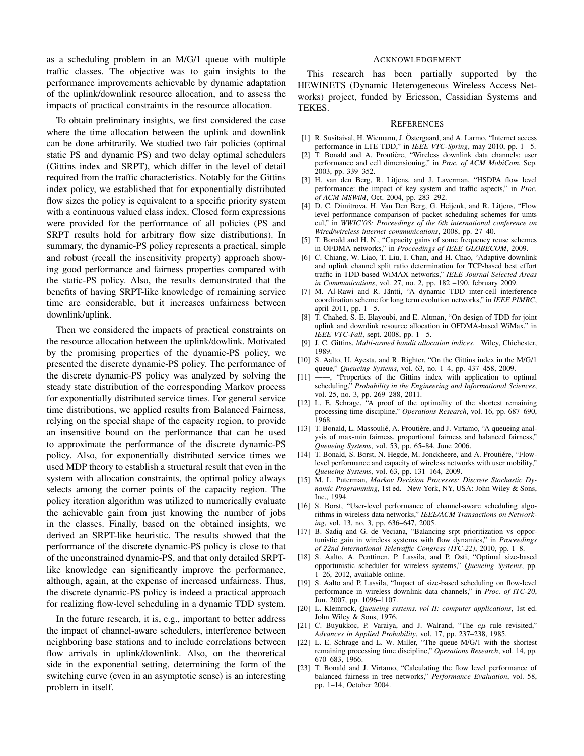as a scheduling problem in an M/G/1 queue with multiple traffic classes. The objective was to gain insights to the performance improvements achievable by dynamic adaptation of the uplink/downlink resource allocation, and to assess the impacts of practical constraints in the resource allocation.

To obtain preliminary insights, we first considered the case where the time allocation between the uplink and downlink can be done arbitrarily. We studied two fair policies (optimal static PS and dynamic PS) and two delay optimal schedulers (Gittins index and SRPT), which differ in the level of detail required from the traffic characteristics. Notably for the Gittins index policy, we established that for exponentially distributed flow sizes the policy is equivalent to a specific priority system with a continuous valued class index. Closed form expressions were provided for the performance of all policies (PS and SRPT results hold for arbitrary flow size distributions). In summary, the dynamic-PS policy represents a practical, simple and robust (recall the insensitivity property) approach showing good performance and fairness properties compared with the static-PS policy. Also, the results demonstrated that the benefits of having SRPT-like knowledge of remaining service time are considerable, but it increases unfairness between downlink/uplink.

Then we considered the impacts of practical constraints on the resource allocation between the uplink/dowlink. Motivated by the promising properties of the dynamic-PS policy, we presented the discrete dynamic-PS policy. The performance of the discrete dynamic-PS policy was analyzed by solving the steady state distribution of the corresponding Markov process for exponentially distributed service times. For general service time distributions, we applied results from Balanced Fairness, relying on the special shape of the capacity region, to provide an insensitive bound on the performance that can be used to approximate the performance of the discrete dynamic-PS policy. Also, for exponentially distributed service times we used MDP theory to establish a structural result that even in the system with allocation constraints, the optimal policy always selects among the corner points of the capacity region. The policy iteration algorithm was utilized to numerically evaluate the achievable gain from just knowing the number of jobs in the classes. Finally, based on the obtained insights, we derived an SRPT-like heuristic. The results showed that the performance of the discrete dynamic-PS policy is close to that of the unconstrained dynamic-PS, and that only detailed SRPT-like knowledge can significantly improve the performance, although, again, at the expense of increased unfairness. Thus, the discrete dynamic-PS policy is indeed a practical approach for realizing flow-level scheduling in a dynamic TDD system.

In the future research, it is, e.g., important to better address the impact of channel-aware schedulers, interference between neighboring base stations and to include correlations between flow arrivals in uplink/downlink. Also, on the theoretical side in the exponential setting, determining the form of the switching curve (even in an asymptotic sense) is an interesting problem in itself.

## Acknowledgement

This research has been partially supported by the HEWINETS (Dynamic Heterogeneous Wireless Access Networks) project, funded by Ericsson, Cassidian Systems and TEKES.

## References

[1] R. Susitaival, H. Wiemann, J. Östergaard, and A. Larmo, "Internet access performance in LTE TDD," in *IEEE VTC-Spring*, may 2010, pp. 1 –5.

[2] T. Bonald and A. Proutière, "Wireless downlink data channels: user performance and cell dimensioning," in *Proc. of ACM MobiCom*, Sep. 2003, pp. 339–352.

[3] H. van den Berg, R. Litjens, and J. Laverman, "HSDPA flow level performance: the impact of key system and traffic aspects," in *Proc. of ACM MSWiM*, Oct. 2004, pp. 283–292.

[4] D. C. Dimitrova, H. Van Den Berg, G. Heijenk, and R. Litjens, "Flow level performance comparison of packet scheduling schemes for umts eul," in *WWIC'08: Proceedings of the 6th international conference on Wired/wireless internet communications*, 2008, pp. 27–40.

[5] T. Bonald and H. N., "Capacity gains of some frequency reuse schemes in OFDMA networks," in *Proceedings of IEEE GLOBECOM*, 2009.

[6] C. Chiang, W. Liao, T. Liu, I. Chan, and H. Chao, "Adaptive downlink and uplink channel split ratio determination for TCP-based best effort traffic in TDD-based WiMAX networks," *IEEE Journal Selected Areas in Communications*, vol. 27, no. 2, pp. 182 –190, february 2009.

[7] M. Al-Rawi and R. Jäntti, "A dynamic TDD inter-cell interference coordination scheme for long term evolution networks," in *IEEE PIMRC*, april 2011, pp. 1 –5.

[8] T. Chahed, S.-E. Elayoubi, and E. Altman, "On design of TDD for joint uplink and downlink resource allocation in OFDMA-based WiMax," in *IEEE VTC-Fall*, sept. 2008, pp. 1 –5.

[9] J. C. Gittins, *Multi-armed bandit allocation indices*. Wiley, Chichester, 1989.

[10] S. Aalto, U. Ayesta, and R. Righter, "On the Gittins index in the M/G/1 queue," *Queueing Systems*, vol. 63, no. 1–4, pp. 437–458, 2009.

[11] ——, "Properties of the Gittins index with application to optimal scheduling," *Probability in the Engineering and Informational Sciences*, vol. 25, no. 3, pp. 269–288, 2011.

[12] L. E. Schrage, "A proof of the optimality of the shortest remaining processing time discipline," *Operations Research*, vol. 16, pp. 687–690, 1968.

[13] T. Bonald, L. Massoulié, A. Proutière, and J. Virtamo, "A queueing analysis of max-min fairness, proportional fairness and balanced fairness," *Queueing Systems*, vol. 53, pp. 65–84, June 2006.

[14] T. Bonald, S. Borst, N. Hegde, M. Jonckheere, and A. Proutiére, "Flow-level performance and capacity of wireless networks with user mobility," *Queueing Systems*, vol. 63, pp. 131–164, 2009.

[15] M. L. Puterman, *Markov Decision Processes: Discrete Stochastic Dynamic Programming*, 1st ed. New York, NY, USA: John Wiley & Sons, Inc., 1994.

[16] S. Borst, "User-level performance of channel-aware scheduling algorithms in wireless data networks," *IEEE/ACM Transactions on Networking*, vol. 13, no. 3, pp. 636–647, 2005.

[17] B. Sadiq and G. de Veciana, "Balancing srpt prioritization vs opportunistic gain in wireless systems with flow dynamics," in *Proceedings of 22nd International Teletraffic Congress (ITC-22)*, 2010, pp. 1–8.

[18] S. Aalto, A. Penttinen, P. Lassila, and P. Osti, "Optimal size-based opportunistic scheduler for wireless systems," *Queueing Systems*, pp. 1–26, 2012, available online.

[19] S. Aalto and P. Lassila, "Impact of size-based scheduling on flow-level performance in wireless downlink data channels," in *Proc. of ITC-20*, Jun. 2007, pp. 1096–1107.

[20] L. Kleinrock, *Queueing systems, vol II: computer applications*, 1st ed. John Wiley & Sons, 1976.

[21] C. Buyukkoc, P. Varaiya, and J. Walrand, "The $c\mu$ rule revisited," *Advances in Applied Probability*, vol. 17, pp. 237–238, 1985.

[22] L. E. Schrage and L. W. Miller, "The queue M/G/1 with the shortest remaining processing time discipline," *Operations Research*, vol. 14, pp. 670–683, 1966.

[23] T. Bonald and J. Virtamo, "Calculating the flow level performance of balanced fairness in tree networks," *Performance Evaluation*, vol. 58, pp. 1–14, October 2004.